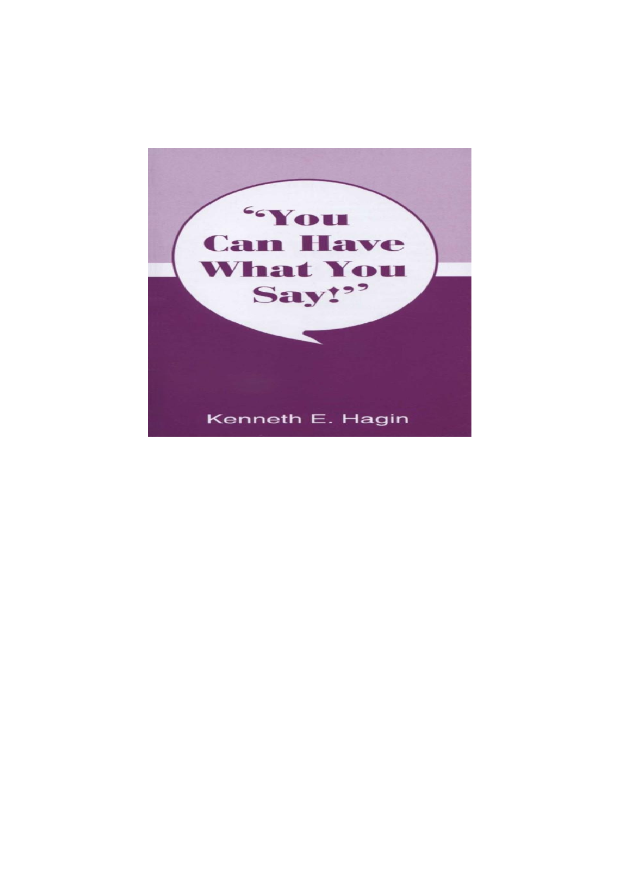# "You Can Have What You Say!"

Kenneth E. Hagin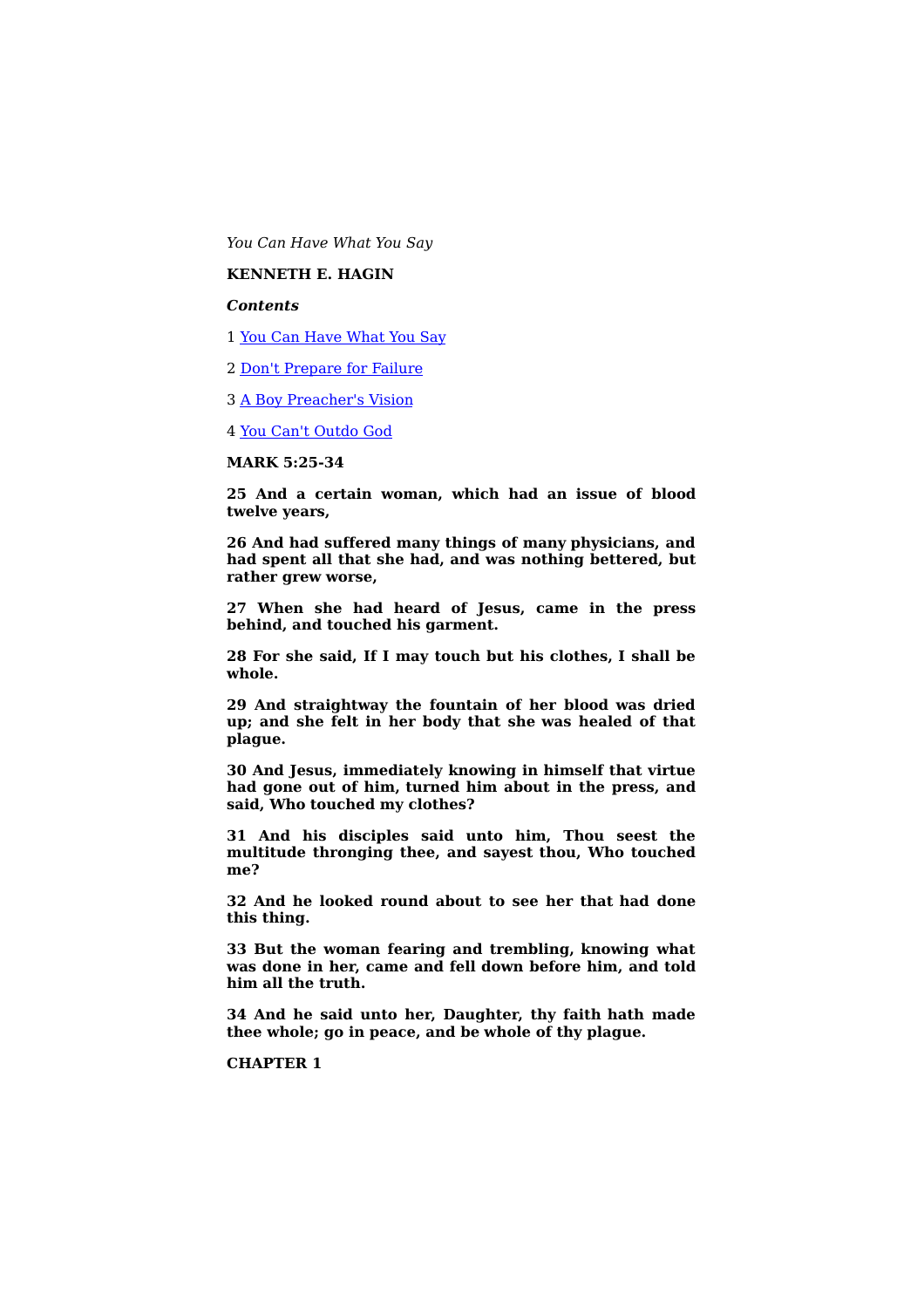*You Can Have What You Say*

**KENNETH E. HAGIN**

***Contents***

1 You Can Have What You Say

2 Don't Prepare for Failure

3 A Boy Preacher's Vision

4 You Can't Outdo God

**MARK 5:25-34**

**25 And a certain woman, which had an issue of blood twelve years,**

**26 And had suffered many things of many physicians, and had spent all that she had, and was nothing bettered, but rather grew worse,**

**27 When she had heard of Jesus, came in the press behind, and touched his garment.**

**28 For she said, If I may touch but his clothes, I shall be whole.**

**29 And straightway the fountain of her blood was dried up; and she felt in her body that she was healed of that plague.**

**30 And Jesus, immediately knowing in himself that virtue had gone out of him, turned him about in the press, and said, Who touched my clothes?**

**31 And his disciples said unto him, Thou seest the multitude thronging thee, and sayest thou, Who touched me?**

**32 And he looked round about to see her that had done this thing.**

**33 But the woman fearing and trembling, knowing what was done in her, came and fell down before him, and told him all the truth.**

**34 And he said unto her, Daughter, thy faith hath made thee whole; go in peace, and be whole of thy plague.**

**CHAPTER 1**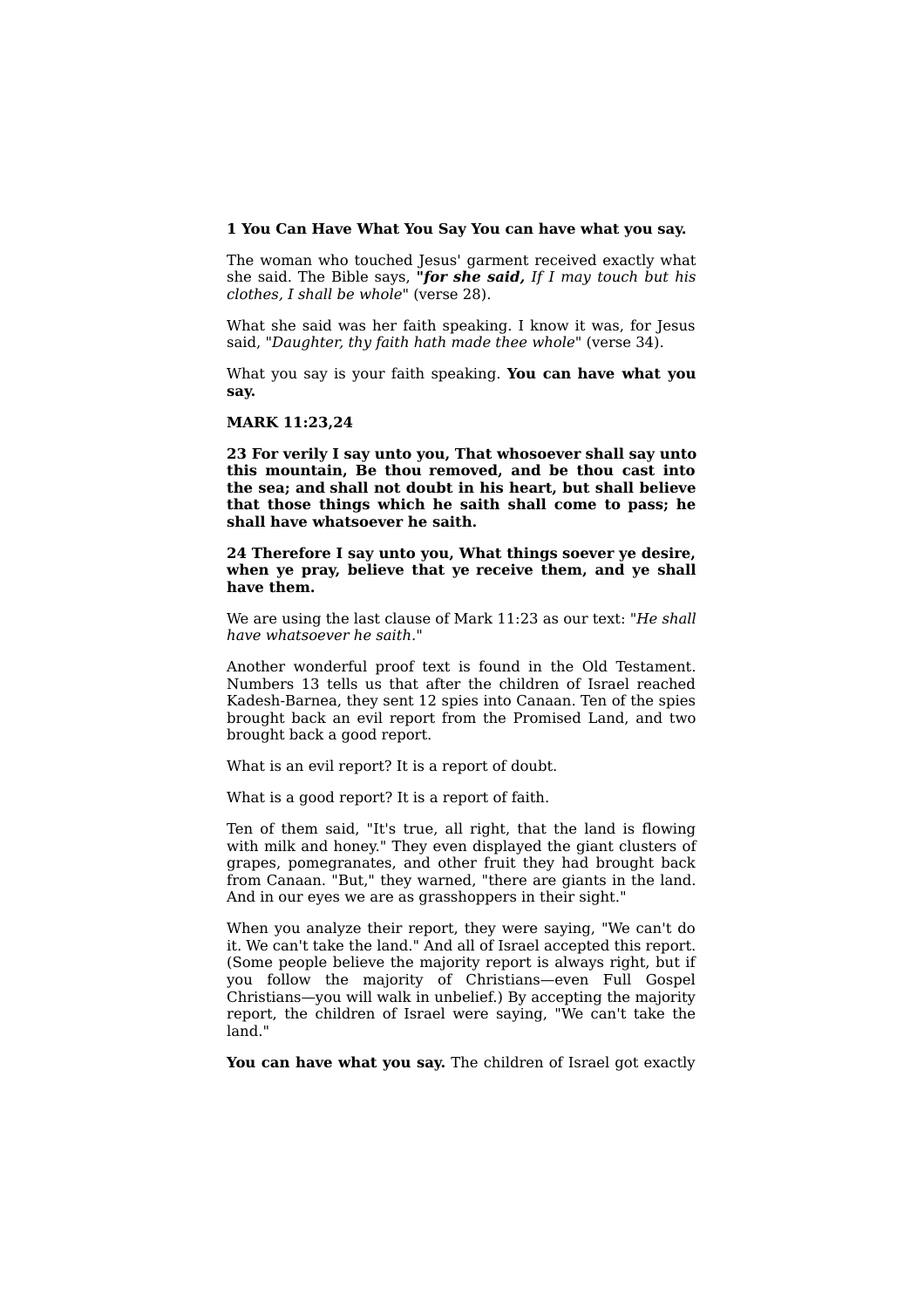**1 You Can Have What You Say You can have what you say.**

The woman who touched Jesus' garment received exactly what she said. The Bible says, ***"for she said,*** *If I may touch but his clothes, I shall be whole*" (verse 28).

What she said was her faith speaking. I know it was, for Jesus said, "*Daughter, thy faith hath made thee whole*" (verse 34).

What you say is your faith speaking. **You can have what you say.**

**MARK 11:23,24**

**23 For verily I say unto you, That whosoever shall say unto this mountain, Be thou removed, and be thou cast into the sea; and shall not doubt in his heart, but shall believe that those things which he saith shall come to pass; he shall have whatsoever he saith.**

**24 Therefore I say unto you, What things soever ye desire, when ye pray, believe that ye receive them, and ye shall have them.**

We are using the last clause of Mark 11:23 as our text: "*He shall have whatsoever he saith.*"

Another wonderful proof text is found in the Old Testament. Numbers 13 tells us that after the children of Israel reached Kadesh-Barnea, they sent 12 spies into Canaan. Ten of the spies brought back an evil report from the Promised Land, and two brought back a good report.

What is an evil report? It is a report of doubt.

What is a good report? It is a report of faith.

Ten of them said, "It's true, all right, that the land is flowing with milk and honey." They even displayed the giant clusters of grapes, pomegranates, and other fruit they had brought back from Canaan. "But," they warned, "there are giants in the land. And in our eyes we are as grasshoppers in their sight."

When you analyze their report, they were saying, "We can't do it. We can't take the land." And all of Israel accepted this report. (Some people believe the majority report is always right, but if you follow the majority of Christians—even Full Gospel Christians—you will walk in unbelief.) By accepting the majority report, the children of Israel were saying, "We can't take the land."

**You can have what you say.** The children of Israel got exactly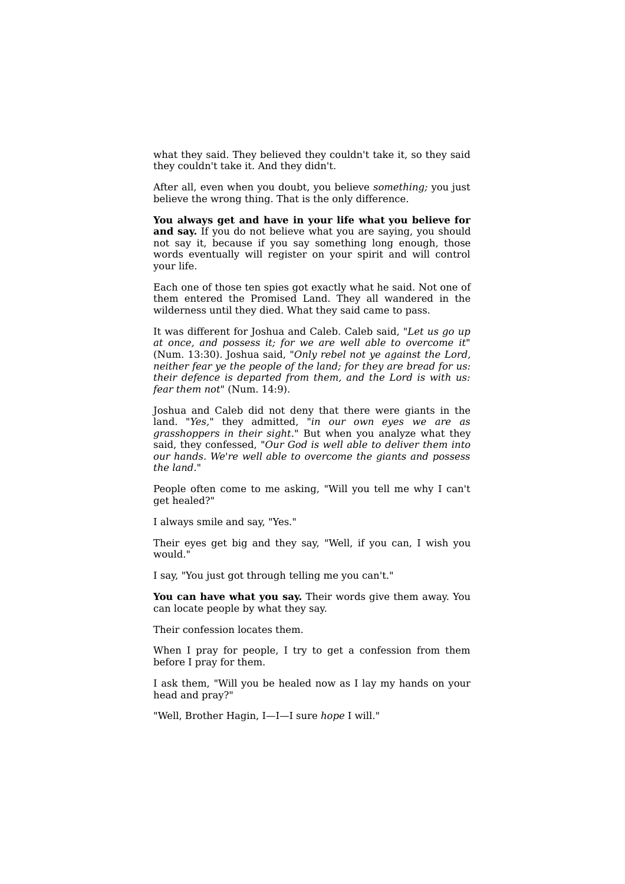what they said. They believed they couldn't take it, so they said they couldn't take it. And they didn't.

After all, even when you doubt, you believe *something;* you just believe the wrong thing. That is the only difference.

**You always get and have in your life what you believe for and say.** If you do not believe what you are saying, you should not say it, because if you say something long enough, those words eventually will register on your spirit and will control your life.

Each one of those ten spies got exactly what he said. Not one of them entered the Promised Land. They all wandered in the wilderness until they died. What they said came to pass.

It was different for Joshua and Caleb. Caleb said, "*Let us go up at once, and possess it; for we are well able to overcome it*" (Num. 13:30). Joshua said, "*Only rebel not ye against the Lord, neither fear ye the people of the land; for they are bread for us: their defence is departed from them, and the Lord is with us: fear them not*" (Num. 14:9).

Joshua and Caleb did not deny that there were giants in the land. "*Yes,*" they admitted, "*in our own eyes we are as grasshoppers in their sight.*" But when you analyze what they said, they confessed, "*Our God is well able to deliver them into our hands. We're well able to overcome the giants and possess the land.*"

People often come to me asking, "Will you tell me why I can't get healed?"

I always smile and say, "Yes."

Their eyes get big and they say, "Well, if you can, I wish you would."

I say, "You just got through telling me you can't."

**You can have what you say.** Their words give them away. You can locate people by what they say.

Their confession locates them.

When I pray for people, I try to get a confession from them before I pray for them.

I ask them, "Will you be healed now as I lay my hands on your head and pray?"

"Well, Brother Hagin, I—I—I sure *hope* I will."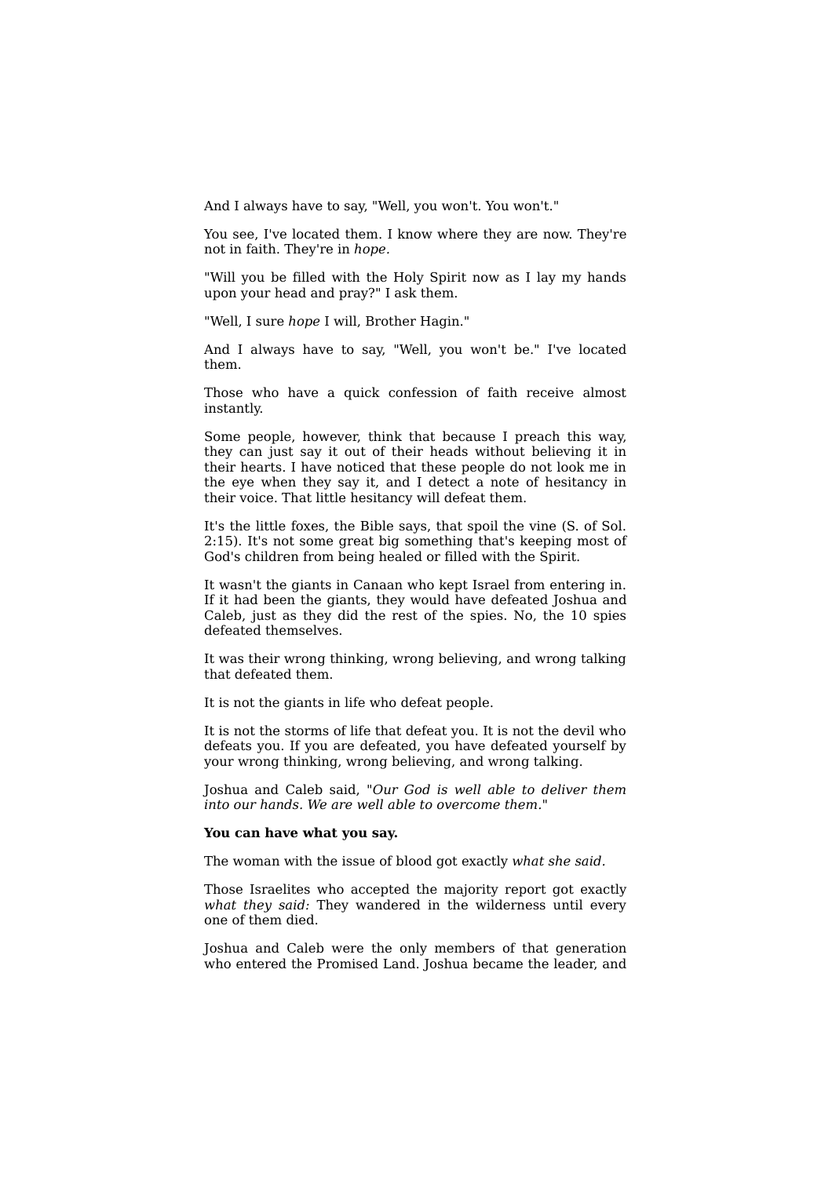And I always have to say, "Well, you won't. You won't."

You see, I've located them. I know where they are now. They're not in faith. They're in *hope.*

"Will you be filled with the Holy Spirit now as I lay my hands upon your head and pray?" I ask them.

"Well, I sure *hope* I will, Brother Hagin."

And I always have to say, "Well, you won't be." I've located them.

Those who have a quick confession of faith receive almost instantly.

Some people, however, think that because I preach this way, they can just say it out of their heads without believing it in their hearts. I have noticed that these people do not look me in the eye when they say it, and I detect a note of hesitancy in their voice. That little hesitancy will defeat them.

It's the little foxes, the Bible says, that spoil the vine (S. of Sol. 2:15). It's not some great big something that's keeping most of God's children from being healed or filled with the Spirit.

It wasn't the giants in Canaan who kept Israel from entering in. If it had been the giants, they would have defeated Joshua and Caleb, just as they did the rest of the spies. No, the 10 spies defeated themselves.

It was their wrong thinking, wrong believing, and wrong talking that defeated them.

It is not the giants in life who defeat people.

It is not the storms of life that defeat you. It is not the devil who defeats you. If you are defeated, you have defeated yourself by your wrong thinking, wrong believing, and wrong talking.

Joshua and Caleb said, "*Our God is well able to deliver them into our hands. We are well able to overcome them.*"

**You can have what you say.**

The woman with the issue of blood got exactly *what she said.*

Those Israelites who accepted the majority report got exactly *what they said:* They wandered in the wilderness until every one of them died.

Joshua and Caleb were the only members of that generation who entered the Promised Land. Joshua became the leader, and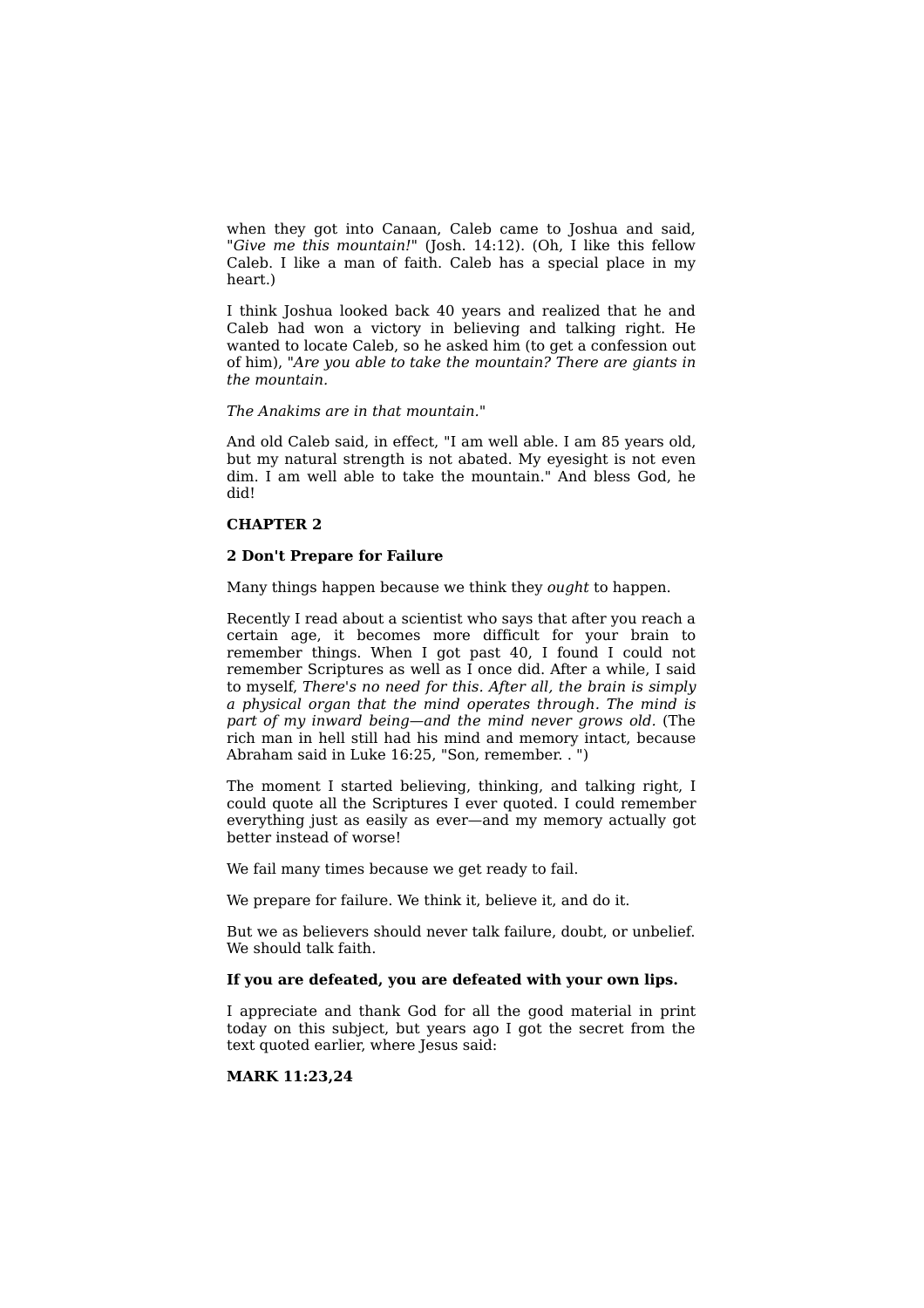when they got into Canaan, Caleb came to Joshua and said, "*Give me this mountain!*" (Josh. 14:12). (Oh, I like this fellow Caleb. I like a man of faith. Caleb has a special place in my heart.)

I think Joshua looked back 40 years and realized that he and Caleb had won a victory in believing and talking right. He wanted to locate Caleb, so he asked him (to get a confession out of him), "*Are you able to take the mountain? There are giants in the mountain.*

*The Anakims are in that mountain.*"

And old Caleb said, in effect, "I am well able. I am 85 years old, but my natural strength is not abated. My eyesight is not even dim. I am well able to take the mountain." And bless God, he did!

## CHAPTER 2

### 2 Don't Prepare for Failure

Many things happen because we think they *ought* to happen.

Recently I read about a scientist who says that after you reach a certain age, it becomes more difficult for your brain to remember things. When I got past 40, I found I could not remember Scriptures as well as I once did. After a while, I said to myself, *There's no need for this. After all, the brain is simply a physical organ that the mind operates through. The mind is part of my inward being—and the mind never grows old.* (The rich man in hell still had his mind and memory intact, because Abraham said in Luke 16:25, "Son, remember. . ")

The moment I started believing, thinking, and talking right, I could quote all the Scriptures I ever quoted. I could remember everything just as easily as ever—and my memory actually got better instead of worse!

We fail many times because we get ready to fail.

We prepare for failure. We think it, believe it, and do it.

But we as believers should never talk failure, doubt, or unbelief. We should talk faith.

**If you are defeated, you are defeated with your own lips.**

I appreciate and thank God for all the good material in print today on this subject, but years ago I got the secret from the text quoted earlier, where Jesus said:

**MARK 11:23,24**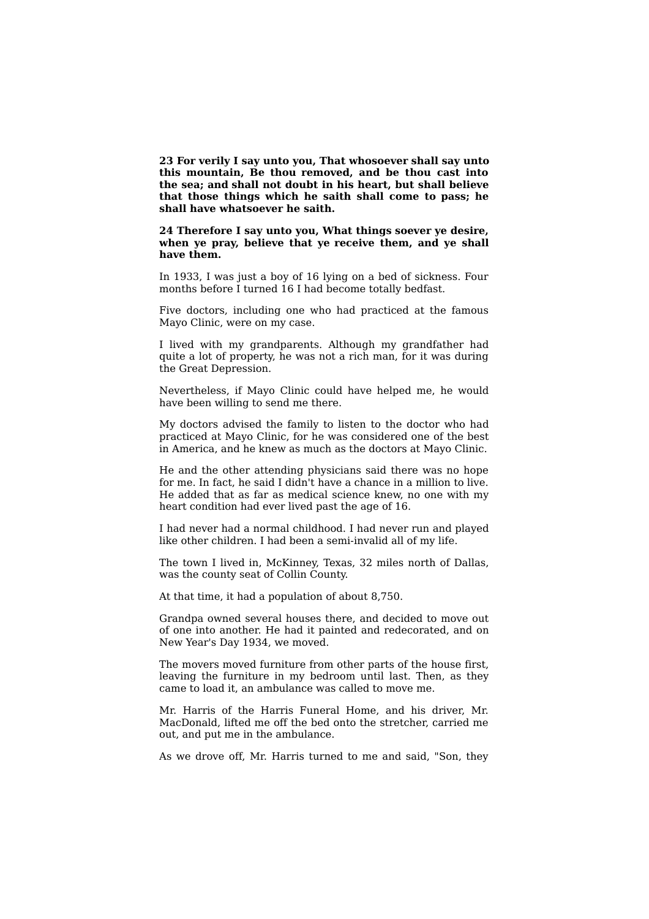**23 For verily I say unto you, That whosoever shall say unto this mountain, Be thou removed, and be thou cast into the sea; and shall not doubt in his heart, but shall believe that those things which he saith shall come to pass; he shall have whatsoever he saith.**

**24 Therefore I say unto you, What things soever ye desire, when ye pray, believe that ye receive them, and ye shall have them.**

In 1933, I was just a boy of 16 lying on a bed of sickness. Four months before I turned 16 I had become totally bedfast.

Five doctors, including one who had practiced at the famous Mayo Clinic, were on my case.

I lived with my grandparents. Although my grandfather had quite a lot of property, he was not a rich man, for it was during the Great Depression.

Nevertheless, if Mayo Clinic could have helped me, he would have been willing to send me there.

My doctors advised the family to listen to the doctor who had practiced at Mayo Clinic, for he was considered one of the best in America, and he knew as much as the doctors at Mayo Clinic.

He and the other attending physicians said there was no hope for me. In fact, he said I didn't have a chance in a million to live. He added that as far as medical science knew, no one with my heart condition had ever lived past the age of 16.

I had never had a normal childhood. I had never run and played like other children. I had been a semi-invalid all of my life.

The town I lived in, McKinney, Texas, 32 miles north of Dallas, was the county seat of Collin County.

At that time, it had a population of about 8,750.

Grandpa owned several houses there, and decided to move out of one into another. He had it painted and redecorated, and on New Year's Day 1934, we moved.

The movers moved furniture from other parts of the house first, leaving the furniture in my bedroom until last. Then, as they came to load it, an ambulance was called to move me.

Mr. Harris of the Harris Funeral Home, and his driver, Mr. MacDonald, lifted me off the bed onto the stretcher, carried me out, and put me in the ambulance.

As we drove off, Mr. Harris turned to me and said, "Son, they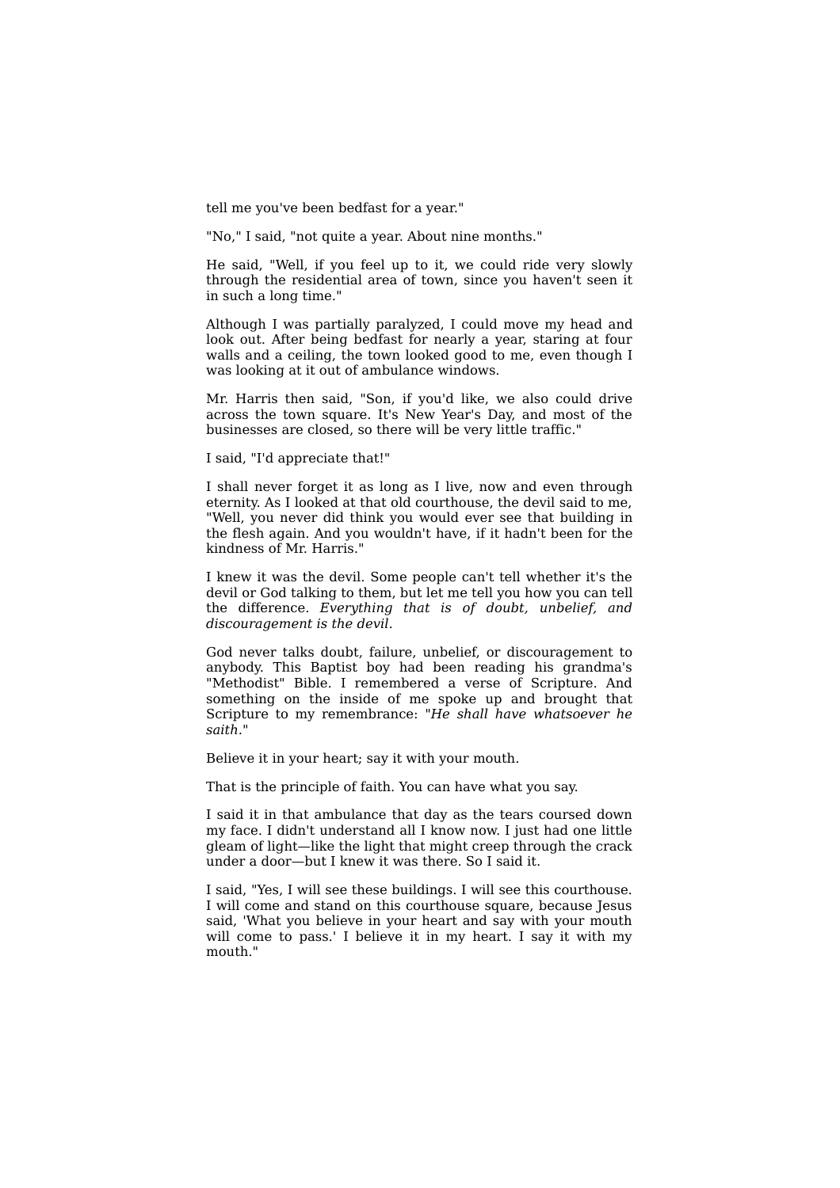tell me you've been bedfast for a year."

"No," I said, "not quite a year. About nine months."

He said, "Well, if you feel up to it, we could ride very slowly through the residential area of town, since you haven't seen it in such a long time."

Although I was partially paralyzed, I could move my head and look out. After being bedfast for nearly a year, staring at four walls and a ceiling, the town looked good to me, even though I was looking at it out of ambulance windows.

Mr. Harris then said, "Son, if you'd like, we also could drive across the town square. It's New Year's Day, and most of the businesses are closed, so there will be very little traffic."

I said, "I'd appreciate that!"

I shall never forget it as long as I live, now and even through eternity. As I looked at that old courthouse, the devil said to me, "Well, you never did think you would ever see that building in the flesh again. And you wouldn't have, if it hadn't been for the kindness of Mr. Harris."

I knew it was the devil. Some people can't tell whether it's the devil or God talking to them, but let me tell you how you can tell the difference. *Everything that is of doubt, unbelief, and discouragement is the devil.*

God never talks doubt, failure, unbelief, or discouragement to anybody. This Baptist boy had been reading his grandma's "Methodist" Bible. I remembered a verse of Scripture. And something on the inside of me spoke up and brought that Scripture to my remembrance: "*He shall have whatsoever he saith.*"

Believe it in your heart; say it with your mouth.

That is the principle of faith. You can have what you say.

I said it in that ambulance that day as the tears coursed down my face. I didn't understand all I know now. I just had one little gleam of light—like the light that might creep through the crack under a door—but I knew it was there. So I said it.

I said, "Yes, I will see these buildings. I will see this courthouse. I will come and stand on this courthouse square, because Jesus said, 'What you believe in your heart and say with your mouth will come to pass.' I believe it in my heart. I say it with my mouth."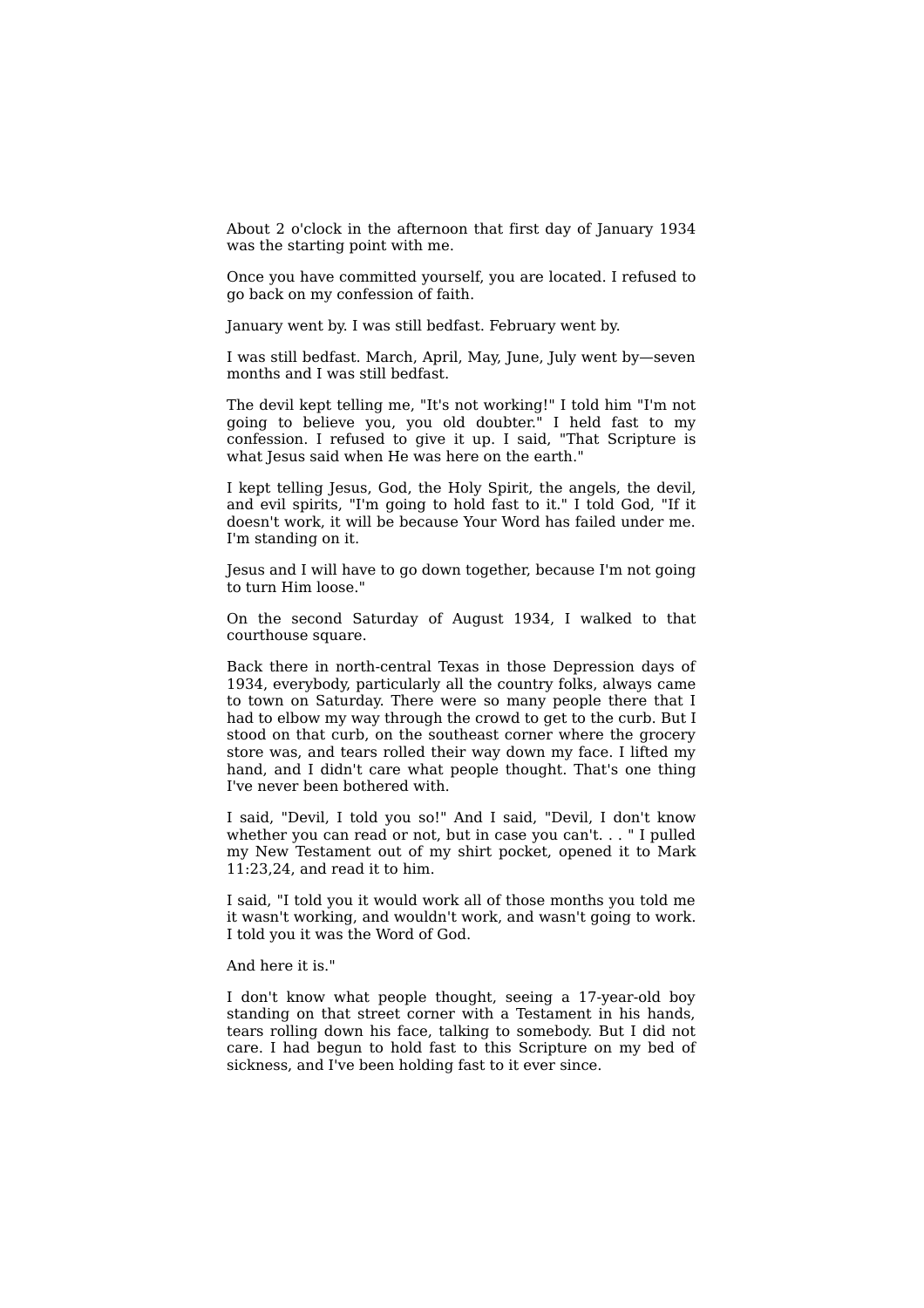About 2 o'clock in the afternoon that first day of January 1934 was the starting point with me.

Once you have committed yourself, you are located. I refused to go back on my confession of faith.

January went by. I was still bedfast. February went by.

I was still bedfast. March, April, May, June, July went by—seven months and I was still bedfast.

The devil kept telling me, "It's not working!" I told him "I'm not going to believe you, you old doubter." I held fast to my confession. I refused to give it up. I said, "That Scripture is what Jesus said when He was here on the earth."

I kept telling Jesus, God, the Holy Spirit, the angels, the devil, and evil spirits, "I'm going to hold fast to it." I told God, "If it doesn't work, it will be because Your Word has failed under me. I'm standing on it.

Jesus and I will have to go down together, because I'm not going to turn Him loose."

On the second Saturday of August 1934, I walked to that courthouse square.

Back there in north-central Texas in those Depression days of 1934, everybody, particularly all the country folks, always came to town on Saturday. There were so many people there that I had to elbow my way through the crowd to get to the curb. But I stood on that curb, on the southeast corner where the grocery store was, and tears rolled their way down my face. I lifted my hand, and I didn't care what people thought. That's one thing I've never been bothered with.

I said, "Devil, I told you so!" And I said, "Devil, I don't know whether you can read or not, but in case you can't. . . " I pulled my New Testament out of my shirt pocket, opened it to Mark 11:23,24, and read it to him.

I said, "I told you it would work all of those months you told me it wasn't working, and wouldn't work, and wasn't going to work. I told you it was the Word of God.

And here it is."

I don't know what people thought, seeing a 17-year-old boy standing on that street corner with a Testament in his hands, tears rolling down his face, talking to somebody. But I did not care. I had begun to hold fast to this Scripture on my bed of sickness, and I've been holding fast to it ever since.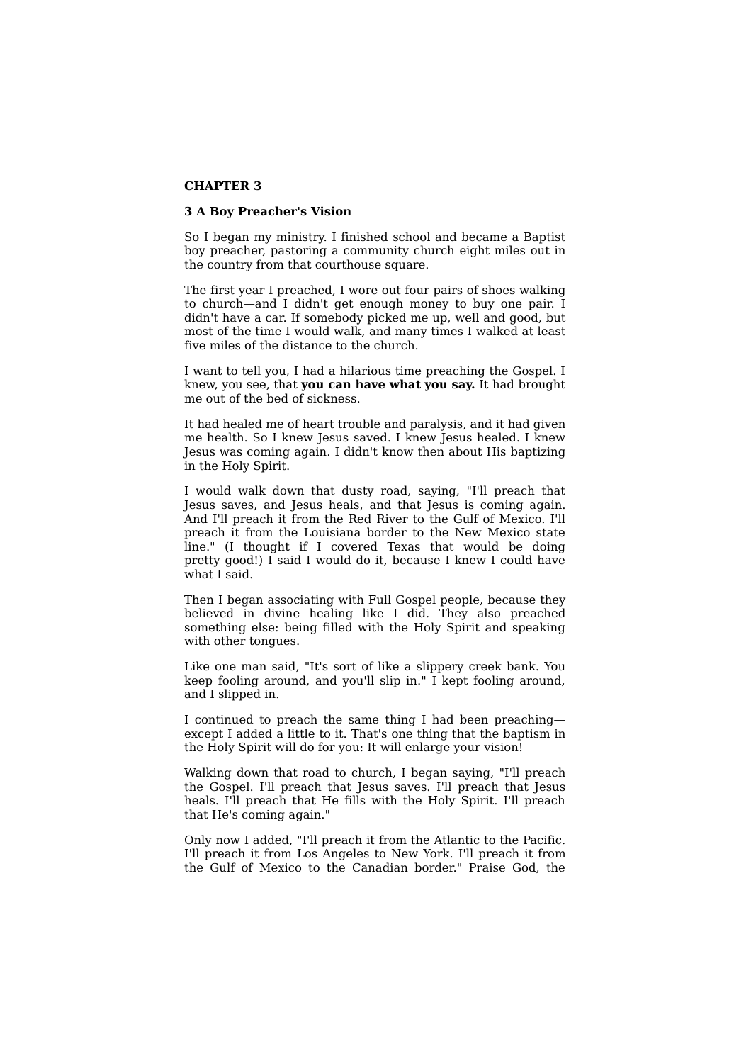# CHAPTER 3

## 3 A Boy Preacher's Vision

So I began my ministry. I finished school and became a Baptist boy preacher, pastoring a community church eight miles out in the country from that courthouse square.

The first year I preached, I wore out four pairs of shoes walking to church—and I didn't get enough money to buy one pair. I didn't have a car. If somebody picked me up, well and good, but most of the time I would walk, and many times I walked at least five miles of the distance to the church.

I want to tell you, I had a hilarious time preaching the Gospel. I knew, you see, that **you can have what you say.** It had brought me out of the bed of sickness.

It had healed me of heart trouble and paralysis, and it had given me health. So I knew Jesus saved. I knew Jesus healed. I knew Jesus was coming again. I didn't know then about His baptizing in the Holy Spirit.

I would walk down that dusty road, saying, "I'll preach that Jesus saves, and Jesus heals, and that Jesus is coming again. And I'll preach it from the Red River to the Gulf of Mexico. I'll preach it from the Louisiana border to the New Mexico state line." (I thought if I covered Texas that would be doing pretty good!) I said I would do it, because I knew I could have what I said.

Then I began associating with Full Gospel people, because they believed in divine healing like I did. They also preached something else: being filled with the Holy Spirit and speaking with other tongues.

Like one man said, "It's sort of like a slippery creek bank. You keep fooling around, and you'll slip in." I kept fooling around, and I slipped in.

I continued to preach the same thing I had been preaching—except I added a little to it. That's one thing that the baptism in the Holy Spirit will do for you: It will enlarge your vision!

Walking down that road to church, I began saying, "I'll preach the Gospel. I'll preach that Jesus saves. I'll preach that Jesus heals. I'll preach that He fills with the Holy Spirit. I'll preach that He's coming again."

Only now I added, "I'll preach it from the Atlantic to the Pacific. I'll preach it from Los Angeles to New York. I'll preach it from the Gulf of Mexico to the Canadian border." Praise God, the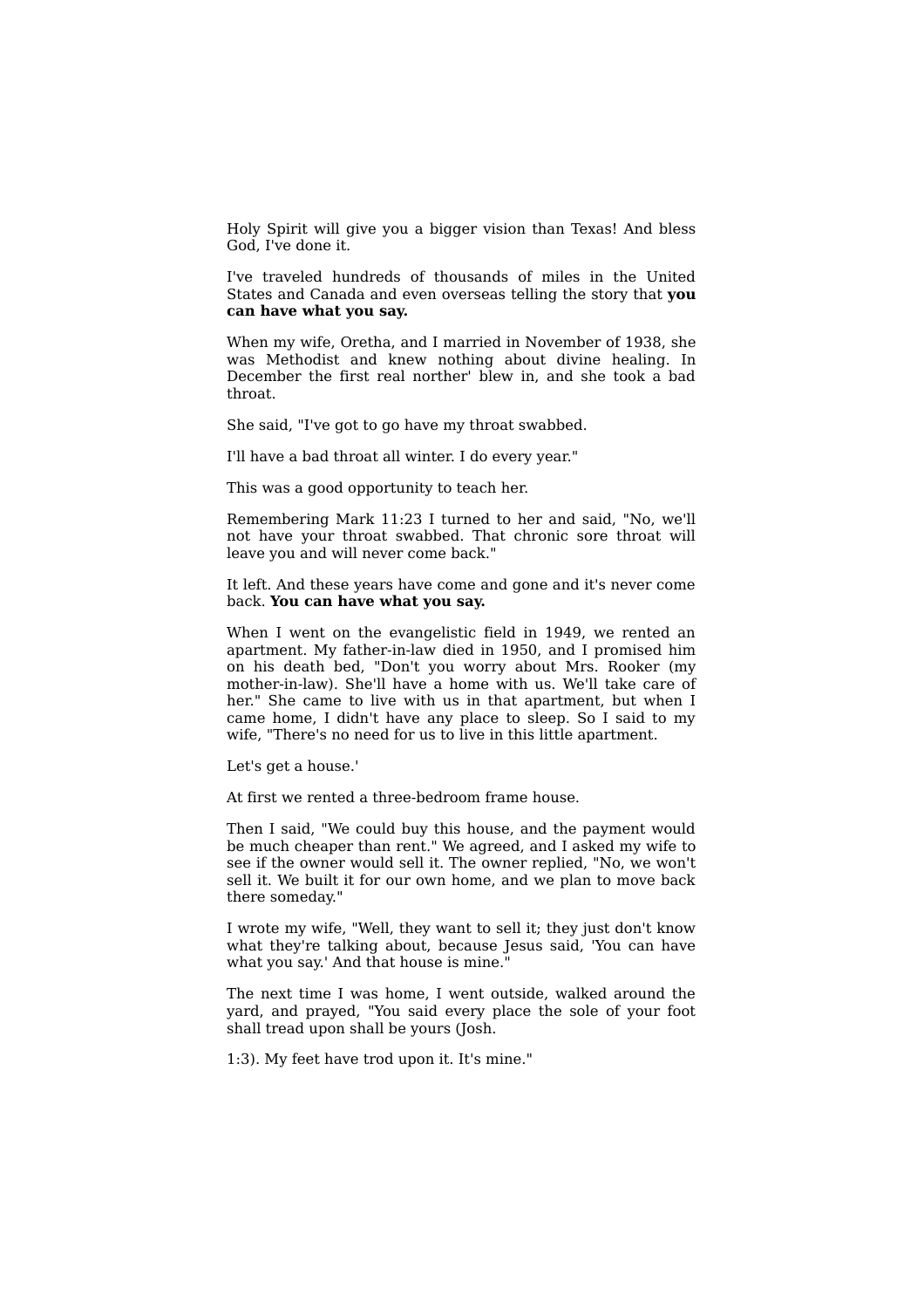Holy Spirit will give you a bigger vision than Texas! And bless God, I've done it.

I've traveled hundreds of thousands of miles in the United States and Canada and even overseas telling the story that **you can have what you say.**

When my wife, Oretha, and I married in November of 1938, she was Methodist and knew nothing about divine healing. In December the first real norther' blew in, and she took a bad throat.

She said, "I've got to go have my throat swabbed.

I'll have a bad throat all winter. I do every year."

This was a good opportunity to teach her.

Remembering Mark 11:23 I turned to her and said, "No, we'll not have your throat swabbed. That chronic sore throat will leave you and will never come back."

It left. And these years have come and gone and it's never come back. **You can have what you say.**

When I went on the evangelistic field in 1949, we rented an apartment. My father-in-law died in 1950, and I promised him on his death bed, "Don't you worry about Mrs. Rooker (my mother-in-law). She'll have a home with us. We'll take care of her." She came to live with us in that apartment, but when I came home, I didn't have any place to sleep. So I said to my wife, "There's no need for us to live in this little apartment.

Let's get a house.'

At first we rented a three-bedroom frame house.

Then I said, "We could buy this house, and the payment would be much cheaper than rent." We agreed, and I asked my wife to see if the owner would sell it. The owner replied, "No, we won't sell it. We built it for our own home, and we plan to move back there someday."

I wrote my wife, "Well, they want to sell it; they just don't know what they're talking about, because Jesus said, 'You can have what you say.' And that house is mine."

The next time I was home, I went outside, walked around the yard, and prayed, "You said every place the sole of your foot shall tread upon shall be yours (Josh.

1:3). My feet have trod upon it. It's mine."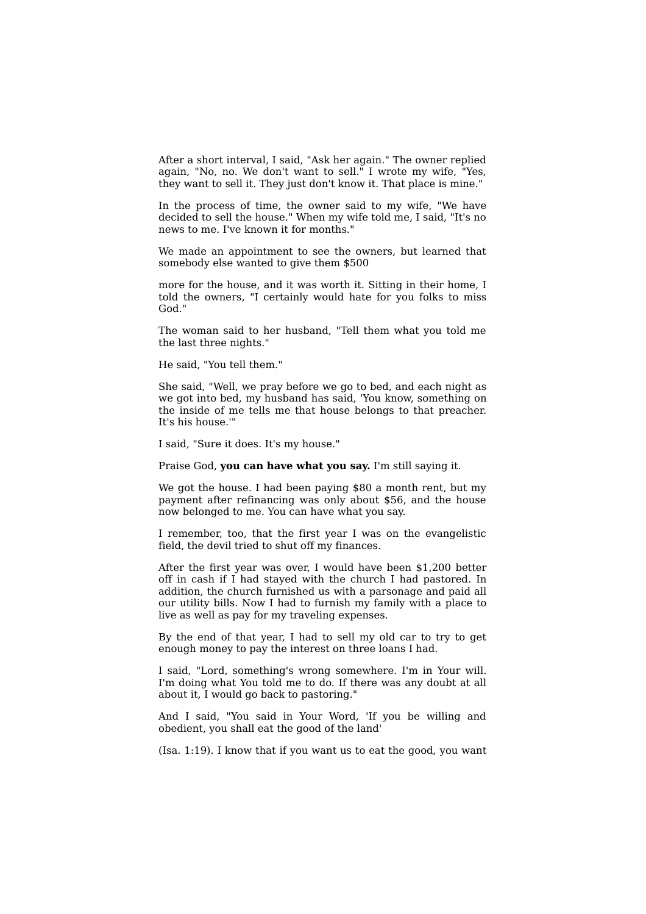After a short interval, I said, "Ask her again." The owner replied again, "No, no. We don't want to sell." I wrote my wife, "Yes, they want to sell it. They just don't know it. That place is mine."

In the process of time, the owner said to my wife, "We have decided to sell the house." When my wife told me, I said, "It's no news to me. I've known it for months."

We made an appointment to see the owners, but learned that somebody else wanted to give them $500

more for the house, and it was worth it. Sitting in their home, I told the owners, "I certainly would hate for you folks to miss God."

The woman said to her husband, "Tell them what you told me the last three nights."

He said, "You tell them."

She said, "Well, we pray before we go to bed, and each night as we got into bed, my husband has said, 'You know, something on the inside of me tells me that house belongs to that preacher. It's his house.'"

I said, "Sure it does. It's my house."

Praise God, **you can have what you say.** I'm still saying it.

We got the house. I had been paying $80 a month rent, but my payment after refinancing was only about $56, and the house now belonged to me. You can have what you say.

I remember, too, that the first year I was on the evangelistic field, the devil tried to shut off my finances.

After the first year was over, I would have been $1,200 better off in cash if I had stayed with the church I had pastored. In addition, the church furnished us with a parsonage and paid all our utility bills. Now I had to furnish my family with a place to live as well as pay for my traveling expenses.

By the end of that year, I had to sell my old car to try to get enough money to pay the interest on three loans I had.

I said, "Lord, something's wrong somewhere. I'm in Your will. I'm doing what You told me to do. If there was any doubt at all about it, I would go back to pastoring."

And I said, "You said in Your Word, 'If you be willing and obedient, you shall eat the good of the land'

(Isa. 1:19). I know that if you want us to eat the good, you want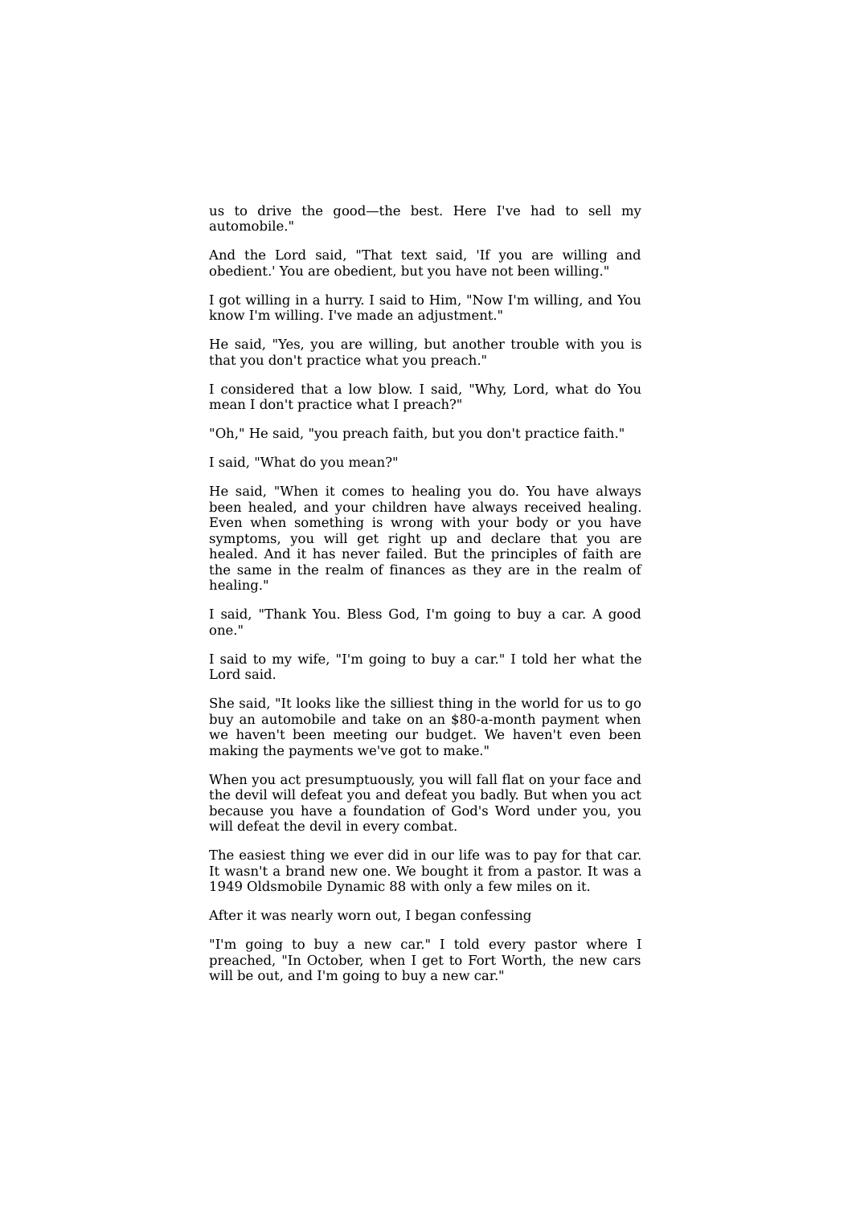us to drive the good—the best. Here I've had to sell my automobile."

And the Lord said, "That text said, 'If you are willing and obedient.' You are obedient, but you have not been willing."

I got willing in a hurry. I said to Him, "Now I'm willing, and You know I'm willing. I've made an adjustment."

He said, "Yes, you are willing, but another trouble with you is that you don't practice what you preach."

I considered that a low blow. I said, "Why, Lord, what do You mean I don't practice what I preach?"

"Oh," He said, "you preach faith, but you don't practice faith."

I said, "What do you mean?"

He said, "When it comes to healing you do. You have always been healed, and your children have always received healing. Even when something is wrong with your body or you have symptoms, you will get right up and declare that you are healed. And it has never failed. But the principles of faith are the same in the realm of finances as they are in the realm of healing."

I said, "Thank You. Bless God, I'm going to buy a car. A good one."

I said to my wife, "I'm going to buy a car." I told her what the Lord said.

She said, "It looks like the silliest thing in the world for us to go buy an automobile and take on an $80-a-month payment when we haven't been meeting our budget. We haven't even been making the payments we've got to make."

When you act presumptuously, you will fall flat on your face and the devil will defeat you and defeat you badly. But when you act because you have a foundation of God's Word under you, you will defeat the devil in every combat.

The easiest thing we ever did in our life was to pay for that car. It wasn't a brand new one. We bought it from a pastor. It was a 1949 Oldsmobile Dynamic 88 with only a few miles on it.

After it was nearly worn out, I began confessing

"I'm going to buy a new car." I told every pastor where I preached, "In October, when I get to Fort Worth, the new cars will be out, and I'm going to buy a new car."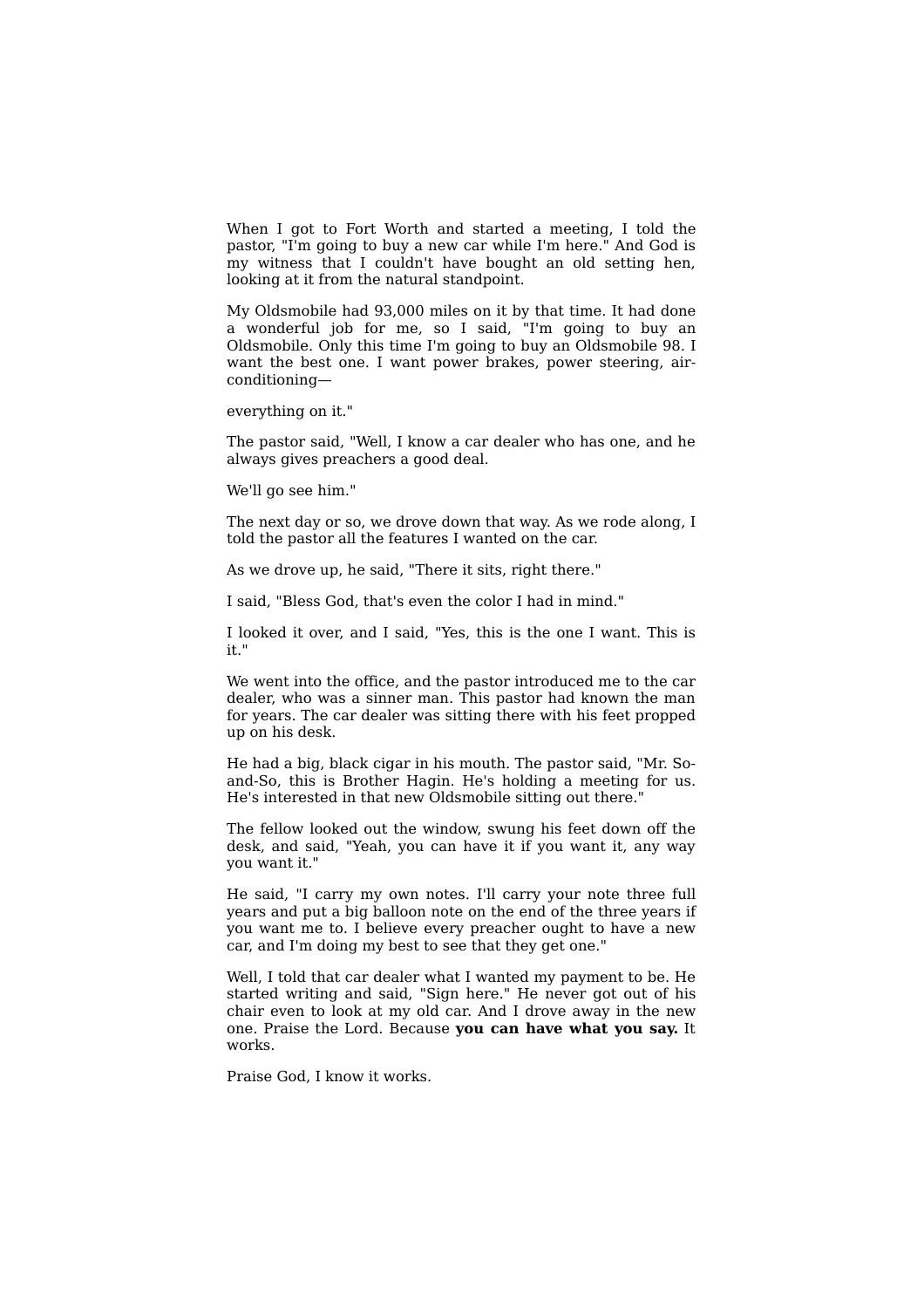When I got to Fort Worth and started a meeting, I told the pastor, "I'm going to buy a new car while I'm here." And God is my witness that I couldn't have bought an old setting hen, looking at it from the natural standpoint.

My Oldsmobile had 93,000 miles on it by that time. It had done a wonderful job for me, so I said, "I'm going to buy an Oldsmobile. Only this time I'm going to buy an Oldsmobile 98. I want the best one. I want power brakes, power steering, air-conditioning—

everything on it."

The pastor said, "Well, I know a car dealer who has one, and he always gives preachers a good deal.

We'll go see him."

The next day or so, we drove down that way. As we rode along, I told the pastor all the features I wanted on the car.

As we drove up, he said, "There it sits, right there."

I said, "Bless God, that's even the color I had in mind."

I looked it over, and I said, "Yes, this is the one I want. This is it."

We went into the office, and the pastor introduced me to the car dealer, who was a sinner man. This pastor had known the man for years. The car dealer was sitting there with his feet propped up on his desk.

He had a big, black cigar in his mouth. The pastor said, "Mr. So-and-So, this is Brother Hagin. He's holding a meeting for us. He's interested in that new Oldsmobile sitting out there."

The fellow looked out the window, swung his feet down off the desk, and said, "Yeah, you can have it if you want it, any way you want it."

He said, "I carry my own notes. I'll carry your note three full years and put a big balloon note on the end of the three years if you want me to. I believe every preacher ought to have a new car, and I'm doing my best to see that they get one."

Well, I told that car dealer what I wanted my payment to be. He started writing and said, "Sign here." He never got out of his chair even to look at my old car. And I drove away in the new one. Praise the Lord. Because **you can have what you say.** It works.

Praise God, I know it works.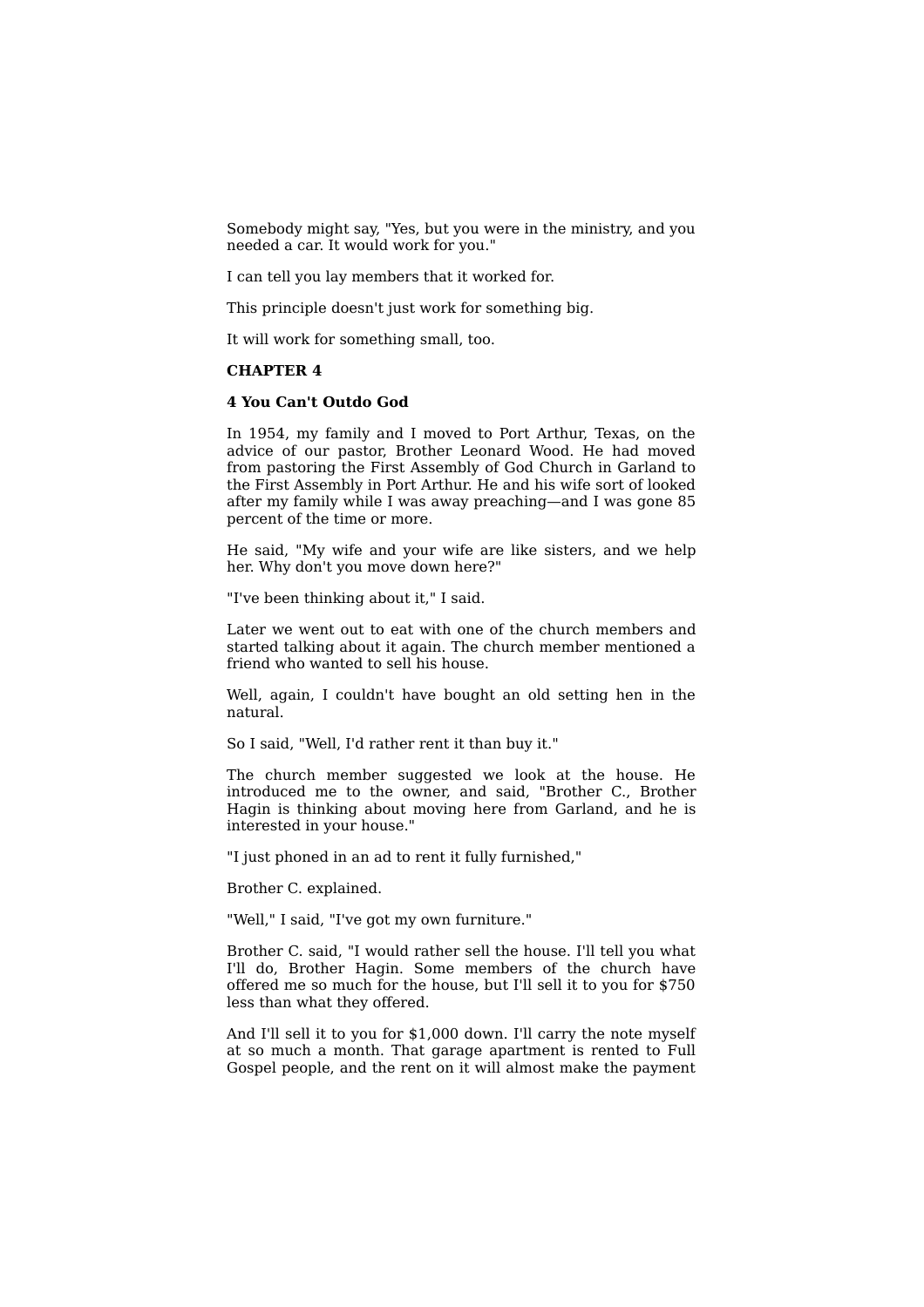Somebody might say, "Yes, but you were in the ministry, and you needed a car. It would work for you."

I can tell you lay members that it worked for.

This principle doesn't just work for something big.

It will work for something small, too.

**CHAPTER 4**

**4 You Can't Outdo God**

In 1954, my family and I moved to Port Arthur, Texas, on the advice of our pastor, Brother Leonard Wood. He had moved from pastoring the First Assembly of God Church in Garland to the First Assembly in Port Arthur. He and his wife sort of looked after my family while I was away preaching—and I was gone 85 percent of the time or more.

He said, "My wife and your wife are like sisters, and we help her. Why don't you move down here?"

"I've been thinking about it," I said.

Later we went out to eat with one of the church members and started talking about it again. The church member mentioned a friend who wanted to sell his house.

Well, again, I couldn't have bought an old setting hen in the natural.

So I said, "Well, I'd rather rent it than buy it."

The church member suggested we look at the house. He introduced me to the owner, and said, "Brother C., Brother Hagin is thinking about moving here from Garland, and he is interested in your house."

"I just phoned in an ad to rent it fully furnished,"

Brother C. explained.

"Well," I said, "I've got my own furniture."

Brother C. said, "I would rather sell the house. I'll tell you what I'll do, Brother Hagin. Some members of the church have offered me so much for the house, but I'll sell it to you for $750 less than what they offered.

And I'll sell it to you for $1,000 down. I'll carry the note myself at so much a month. That garage apartment is rented to Full Gospel people, and the rent on it will almost make the payment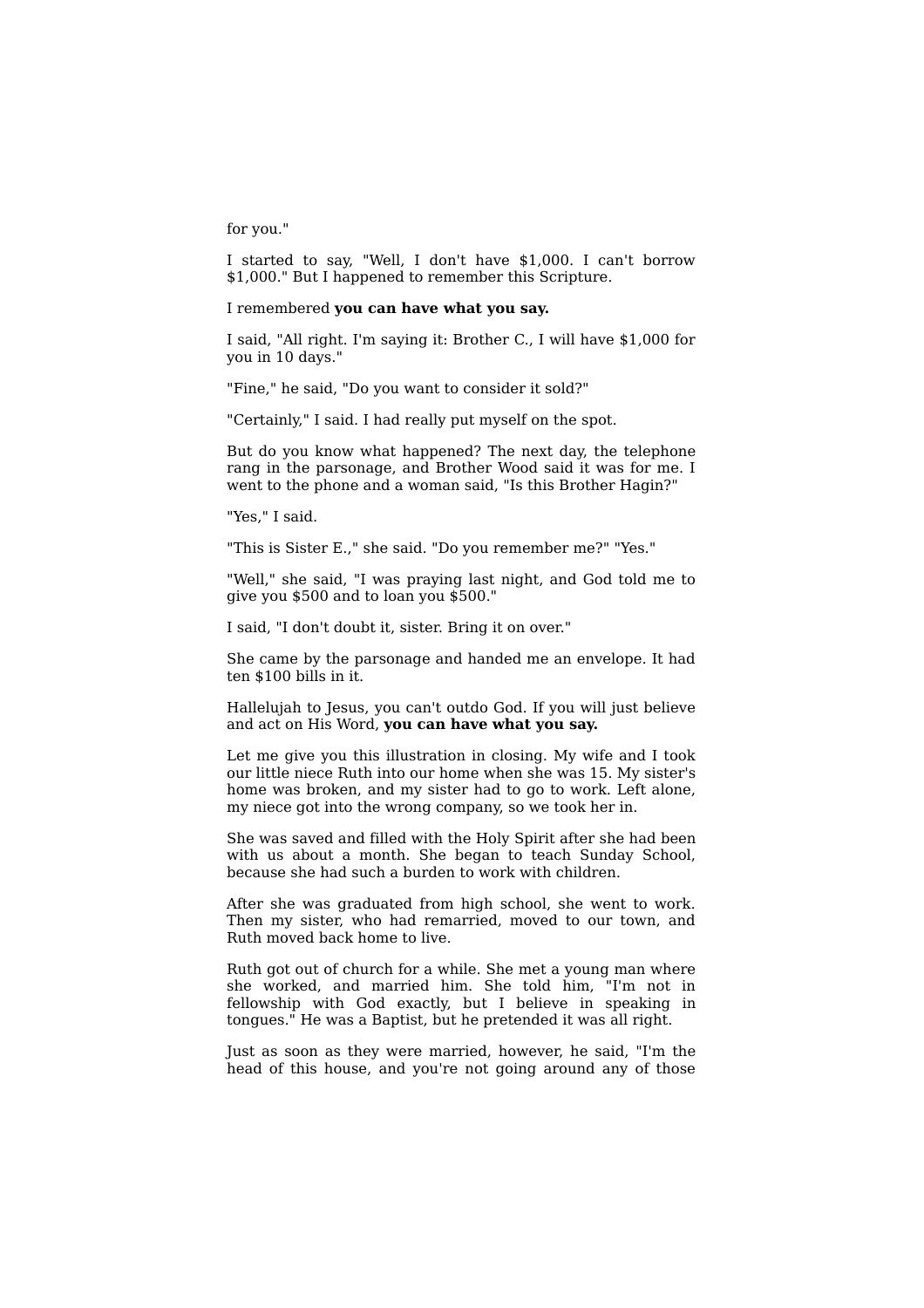for you."

I started to say, "Well, I don't have $1,000. I can't borrow $1,000." But I happened to remember this Scripture.

I remembered **you can have what you say.**

I said, "All right. I'm saying it: Brother C., I will have $1,000 for you in 10 days."

"Fine," he said, "Do you want to consider it sold?"

"Certainly," I said. I had really put myself on the spot.

But do you know what happened? The next day, the telephone rang in the parsonage, and Brother Wood said it was for me. I went to the phone and a woman said, "Is this Brother Hagin?"

"Yes," I said.

"This is Sister E.," she said. "Do you remember me?" "Yes."

"Well," she said, "I was praying last night, and God told me to give you $500 and to loan you $500."

I said, "I don't doubt it, sister. Bring it on over."

She came by the parsonage and handed me an envelope. It had ten $100 bills in it.

Hallelujah to Jesus, you can't outdo God. If you will just believe and act on His Word, **you can have what you say.**

Let me give you this illustration in closing. My wife and I took our little niece Ruth into our home when she was 15. My sister's home was broken, and my sister had to go to work. Left alone, my niece got into the wrong company, so we took her in.

She was saved and filled with the Holy Spirit after she had been with us about a month. She began to teach Sunday School, because she had such a burden to work with children.

After she was graduated from high school, she went to work. Then my sister, who had remarried, moved to our town, and Ruth moved back home to live.

Ruth got out of church for a while. She met a young man where she worked, and married him. She told him, "I'm not in fellowship with God exactly, but I believe in speaking in tongues." He was a Baptist, but he pretended it was all right.

Just as soon as they were married, however, he said, "I'm the head of this house, and you're not going around any of those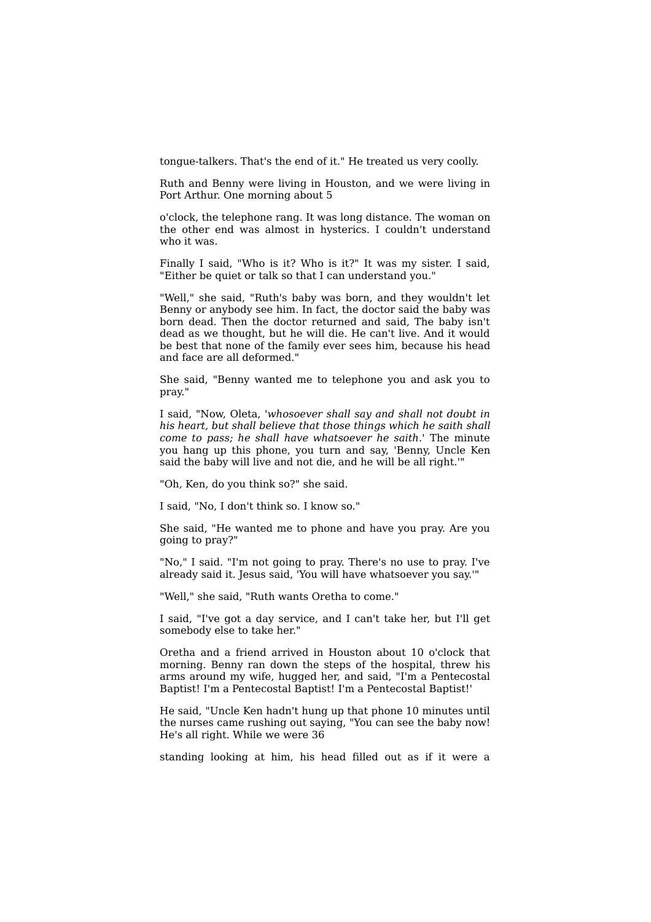tongue-talkers. That's the end of it." He treated us very coolly.

Ruth and Benny were living in Houston, and we were living in Port Arthur. One morning about 5 o'clock, the telephone rang. It was long distance. The woman on the other end was almost in hysterics. I couldn't understand who it was.

Finally I said, "Who is it? Who is it?" It was my sister. I said, "Either be quiet or talk so that I can understand you."

"Well," she said, "Ruth's baby was born, and they wouldn't let Benny or anybody see him. In fact, the doctor said the baby was born dead. Then the doctor returned and said, The baby isn't dead as we thought, but he will die. He can't live. And it would be best that none of the family ever sees him, because his head and face are all deformed."

She said, "Benny wanted me to telephone you and ask you to pray."

I said, "Now, Oleta, '*whosoever shall say and shall not doubt in his heart, but shall believe that those things which he saith shall come to pass; he shall have whatsoever he saith*.' The minute you hang up this phone, you turn and say, 'Benny, Uncle Ken said the baby will live and not die, and he will be all right.'"

"Oh, Ken, do you think so?" she said.

I said, "No, I don't think so. I know so."

She said, "He wanted me to phone and have you pray. Are you going to pray?"

"No," I said. "I'm not going to pray. There's no use to pray. I've already said it. Jesus said, 'You will have whatsoever you say.'"

"Well," she said, "Ruth wants Oretha to come."

I said, "I've got a day service, and I can't take her, but I'll get somebody else to take her."

Oretha and a friend arrived in Houston about 10 o'clock that morning. Benny ran down the steps of the hospital, threw his arms around my wife, hugged her, and said, "I'm a Pentecostal Baptist! I'm a Pentecostal Baptist! I'm a Pentecostal Baptist!'

He said, "Uncle Ken hadn't hung up that phone 10 minutes until the nurses came rushing out saying, "You can see the baby now! He's all right. While we were standing looking at him, his head filled out as if it were a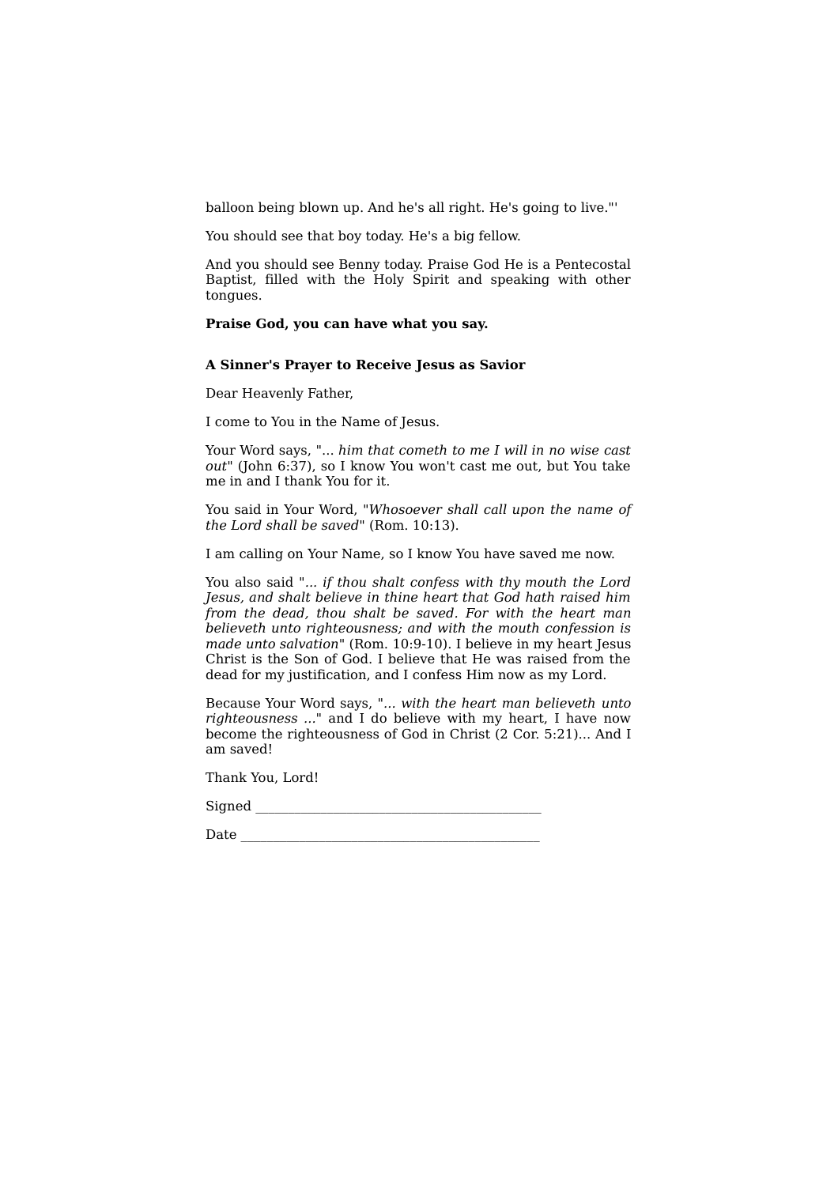balloon being blown up. And he's all right. He's going to live."'

You should see that boy today. He's a big fellow.

And you should see Benny today. Praise God He is a Pentecostal Baptist, filled with the Holy Spirit and speaking with other tongues.

**Praise God, you can have what you say.**

### A Sinner's Prayer to Receive Jesus as Savior

Dear Heavenly Father,

I come to You in the Name of Jesus.

Your Word says, "... *him that cometh to me I will in no wise cast out*" (John 6:37), so I know You won't cast me out, but You take me in and I thank You for it.

You said in Your Word, "*Whosoever shall call upon the name of the Lord shall be saved*" (Rom. 10:13).

I am calling on Your Name, so I know You have saved me now.

You also said "*... if thou shalt confess with thy mouth the Lord Jesus, and shalt believe in thine heart that God hath raised him from the dead, thou shalt be saved. For with the heart man believeth unto righteousness; and with the mouth confession is made unto salvation*" (Rom. 10:9-10). I believe in my heart Jesus Christ is the Son of God. I believe that He was raised from the dead for my justification, and I confess Him now as my Lord.

Because Your Word says, "*... with the heart man believeth unto righteousness ...*" and I do believe with my heart, I have now become the righteousness of God in Christ (2 Cor. 5:21)... And I am saved!

Thank You, Lord!

Signed ___________________________________________

Date _____________________________________________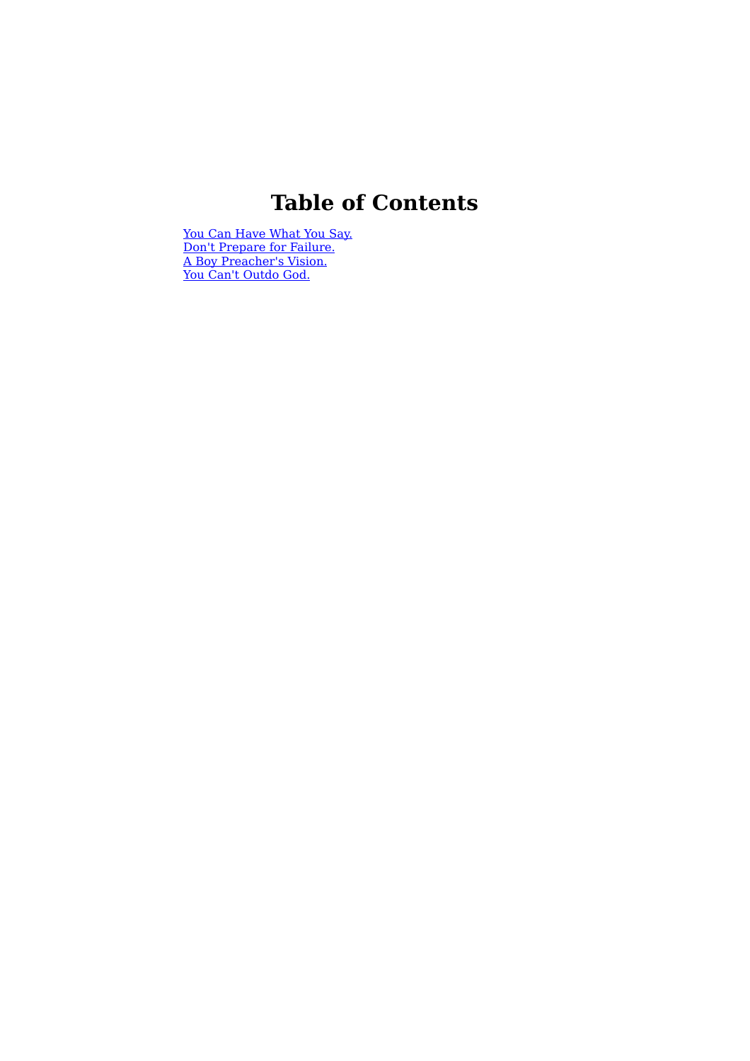# Table of Contents

You Can Have What You Say.
Don't Prepare for Failure.
A Boy Preacher's Vision.
You Can't Outdo God.